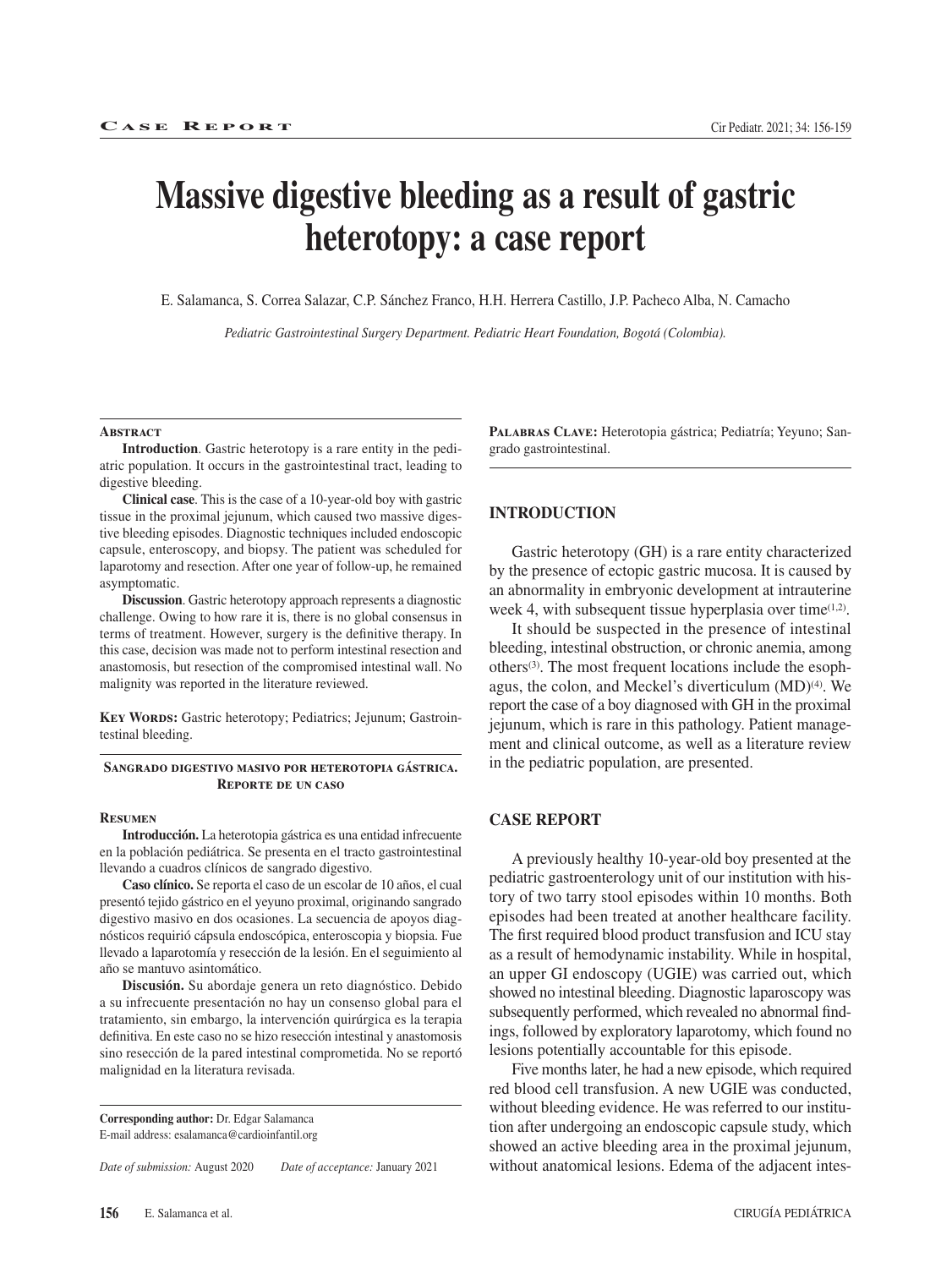# Massive digestive bleeding as a result of gastric heterotopy: a case report

E. Salamanca, S. Correa Salazar, C.P. Sánchez Franco, H.H. Herrera Castillo, J.P. Pacheco Alba, N. Camacho

*Pediatric Gastrointestinal Surgery Department. Pediatric Heart Foundation, Bogotá (Colombia).*

### Abstract

**Introduction**. Gastric heterotopy is a rare entity in the pediatric population. It occurs in the gastrointestinal tract, leading to digestive bleeding.

**Clinical case**. This is the case of a 10-year-old boy with gastric tissue in the proximal jejunum, which caused two massive digestive bleeding episodes. Diagnostic techniques included endoscopic capsule, enteroscopy, and biopsy. The patient was scheduled for laparotomy and resection. After one year of follow-up, he remained asymptomatic.

**Discussion**. Gastric heterotopy approach represents a diagnostic challenge. Owing to how rare it is, there is no global consensus in terms of treatment. However, surgery is the definitive therapy. In this case, decision was made not to perform intestinal resection and anastomosis, but resection of the compromised intestinal wall. No malignity was reported in the literature reviewed.

**Key Words:** Gastric heterotopy; Pediatrics; Jejunum; Gastrointestinal bleeding.

### Sangrado digestivo masivo por heterotopia gástrica. Reporte de un caso

### Resumen

**Introducción.** La heterotopia gástrica es una entidad infrecuente en la población pediátrica. Se presenta en el tracto gastrointestinal llevando a cuadros clínicos de sangrado digestivo.

**Caso clínico.** Se reporta el caso de un escolar de 10 años, el cual presentó tejido gástrico en el yeyuno proximal, originando sangrado digestivo masivo en dos ocasiones. La secuencia de apoyos diagnósticos requirió cápsula endoscópica, enteroscopia y biopsia. Fue llevado a laparotomía y resección de la lesión. En el seguimiento al año se mantuvo asintomático.

**Discusión.** Su abordaje genera un reto diagnóstico. Debido a su infrecuente presentación no hay un consenso global para el tratamiento, sin embargo, la intervención quirúrgica es la terapia definitiva. En este caso no se hizo resección intestinal y anastomosis sino resección de la pared intestinal comprometida. No se reportó malignidad en la literatura revisada.

**Palabras Clave:** Heterotopia gástrica; Pediatría; Yeyuno; Sangrado gastrointestinal.

**Corresponding author:** Dr. Edgar Salamanca
E-mail address: esalamanca@cardioinfantil.org

*Date of submission:* August 2020 *Date of acceptance:* January 2021

## INTRODUCTION

Gastric heterotopy (GH) is a rare entity characterized by the presence of ectopic gastric mucosa. It is caused by an abnormality in embryonic development at intrauterine week 4, with subsequent tissue hyperplasia over time[1,2].

It should be suspected in the presence of intestinal bleeding, intestinal obstruction, or chronic anemia, among others[3]. The most frequent locations include the esophagus, the colon, and Meckel's diverticulum (MD)[4]. We report the case of a boy diagnosed with GH in the proximal jejunum, which is rare in this pathology. Patient management and clinical outcome, as well as a literature review in the pediatric population, are presented.

## CASE REPORT

A previously healthy 10-year-old boy presented at the pediatric gastroenterology unit of our institution with history of two tarry stool episodes within 10 months. Both episodes had been treated at another healthcare facility. The first required blood product transfusion and ICU stay as a result of hemodynamic instability. While in hospital, an upper GI endoscopy (UGIE) was carried out, which showed no intestinal bleeding. Diagnostic laparoscopy was subsequently performed, which revealed no abnormal findings, followed by exploratory laparotomy, which found no lesions potentially accountable for this episode.

Five months later, he had a new episode, which required red blood cell transfusion. A new UGIE was conducted, without bleeding evidence. He was referred to our institution after undergoing an endoscopic capsule study, which showed an active bleeding area in the proximal jejunum, without anatomical lesions. Edema of the adjacent intes-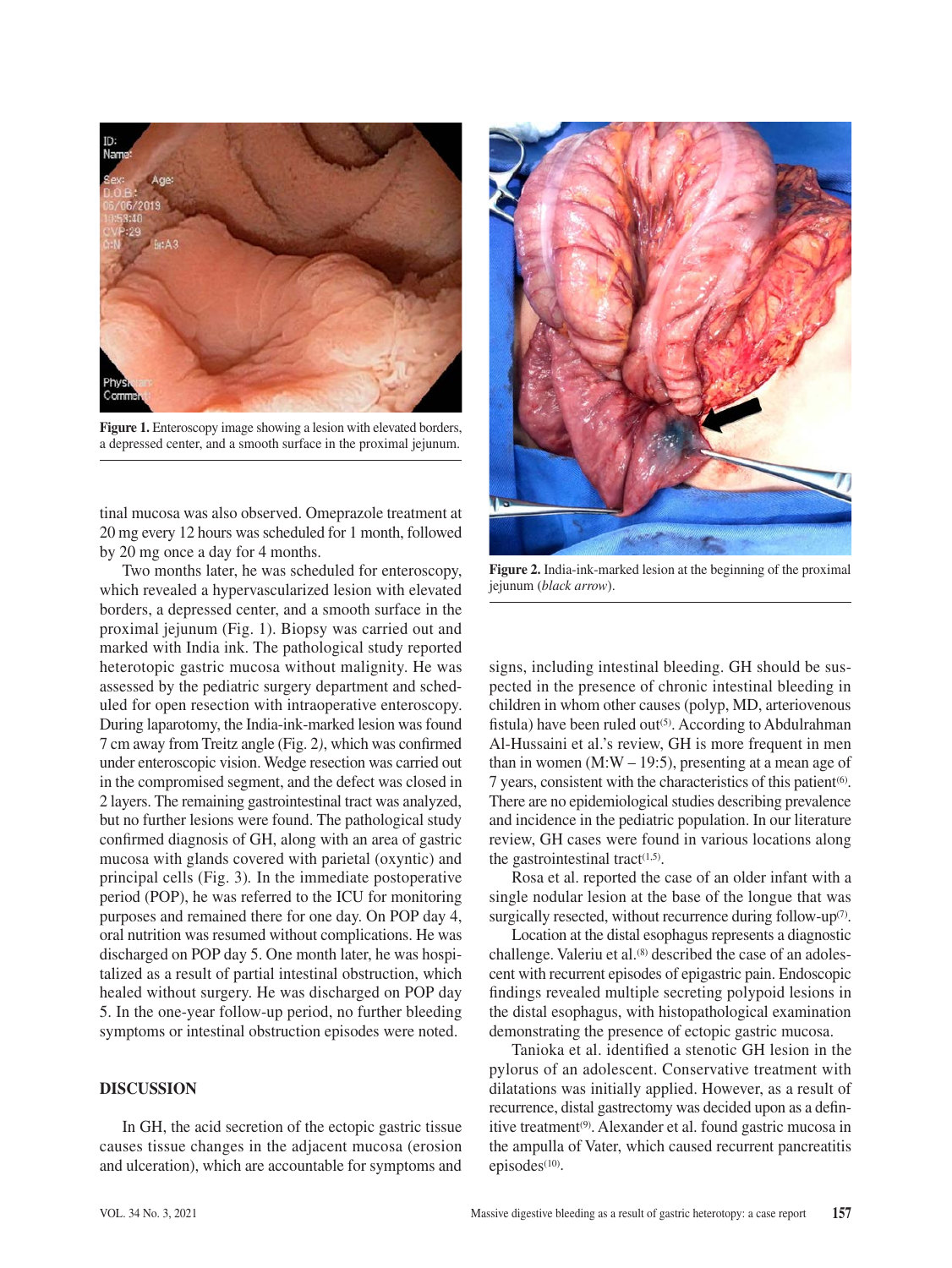Figure 1. Enteroscopy image showing a lesion with elevated borders, a depressed center, and a smooth surface in the proximal jejunum.

tinal mucosa was also observed. Omeprazole treatment at 20 mg every 12 hours was scheduled for 1 month, followed by 20 mg once a day for 4 months.

Two months later, he was scheduled for enteroscopy, which revealed a hypervascularized lesion with elevated borders, a depressed center, and a smooth surface in the proximal jejunum (Fig. 1). Biopsy was carried out and marked with India ink. The pathological study reported heterotopic gastric mucosa without malignity. He was assessed by the pediatric surgery department and scheduled for open resection with intraoperative enteroscopy. During laparotomy, the India-ink-marked lesion was found 7 cm away from Treitz angle (Fig. 2*)*, which was confirmed under enteroscopic vision. Wedge resection was carried out in the compromised segment, and the defect was closed in 2 layers. The remaining gastrointestinal tract was analyzed, but no further lesions were found. The pathological study confirmed diagnosis of GH, along with an area of gastric mucosa with glands covered with parietal (oxyntic) and principal cells (Fig. 3). In the immediate postoperative period (POP), he was referred to the ICU for monitoring purposes and remained there for one day. On POP day 4, oral nutrition was resumed without complications. He was discharged on POP day 5. One month later, he was hospitalized as a result of partial intestinal obstruction, which healed without surgery. He was discharged on POP day 5. In the one-year follow-up period, no further bleeding symptoms or intestinal obstruction episodes were noted.

Figure 2. India-ink-marked lesion at the beginning of the proximal jejunum (*black arrow*).

## DISCUSSION

In GH, the acid secretion of the ectopic gastric tissue causes tissue changes in the adjacent mucosa (erosion and ulceration), which are accountable for symptoms and signs, including intestinal bleeding. GH should be suspected in the presence of chronic intestinal bleeding in children in whom other causes (polyp, MD, arteriovenous fistula) have been ruled out[5]. According to Abdulrahman Al-Hussaini et al.'s review, GH is more frequent in men than in women (M:W – 19:5), presenting at a mean age of 7 years, consistent with the characteristics of this patient[6]. There are no epidemiological studies describing prevalence and incidence in the pediatric population. In our literature review, GH cases were found in various locations along the gastrointestinal tract[1,5].

Rosa et al. reported the case of an older infant with a single nodular lesion at the base of the longue that was surgically resected, without recurrence during follow-up[7].

Location at the distal esophagus represents a diagnostic challenge. Valeriu et al.[8] described the case of an adolescent with recurrent episodes of epigastric pain. Endoscopic findings revealed multiple secreting polypoid lesions in the distal esophagus, with histopathological examination demonstrating the presence of ectopic gastric mucosa.

Tanioka et al. identified a stenotic GH lesion in the pylorus of an adolescent. Conservative treatment with dilatations was initially applied. However, as a result of recurrence, distal gastrectomy was decided upon as a definitive treatment[9]. Alexander et al. found gastric mucosa in the ampulla of Vater, which caused recurrent pancreatitis episodes[10].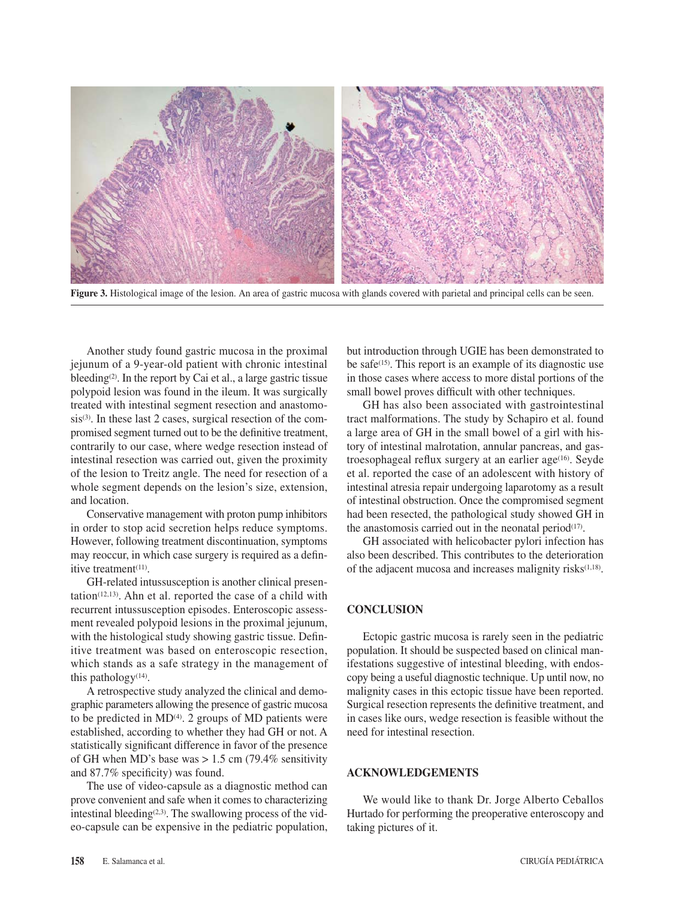**Figure 3.** Histological image of the lesion. An area of gastric mucosa with glands covered with parietal and principal cells can be seen.

Another study found gastric mucosa in the proximal jejunum of a 9-year-old patient with chronic intestinal bleeding[2]. In the report by Cai et al., a large gastric tissue polypoid lesion was found in the ileum. It was surgically treated with intestinal segment resection and anastomosis[3]. In these last 2 cases, surgical resection of the compromised segment turned out to be the definitive treatment, contrarily to our case, where wedge resection instead of intestinal resection was carried out, given the proximity of the lesion to Treitz angle. The need for resection of a whole segment depends on the lesion's size, extension, and location.

Conservative management with proton pump inhibitors in order to stop acid secretion helps reduce symptoms. However, following treatment discontinuation, symptoms may reoccur, in which case surgery is required as a definitive treatment[11].

GH-related intussusception is another clinical presentation[12,13]. Ahn et al. reported the case of a child with recurrent intussusception episodes. Enteroscopic assessment revealed polypoid lesions in the proximal jejunum, with the histological study showing gastric tissue. Definitive treatment was based on enteroscopic resection, which stands as a safe strategy in the management of this pathology[14].

A retrospective study analyzed the clinical and demographic parameters allowing the presence of gastric mucosa to be predicted in MD[4]. 2 groups of MD patients were established, according to whether they had GH or not. A statistically significant difference in favor of the presence of GH when MD's base was > 1.5 cm (79.4% sensitivity and 87.7% specificity) was found.

The use of video-capsule as a diagnostic method can prove convenient and safe when it comes to characterizing intestinal bleeding[2,3]. The swallowing process of the video-capsule can be expensive in the pediatric population, but introduction through UGIE has been demonstrated to be safe[15]. This report is an example of its diagnostic use in those cases where access to more distal portions of the small bowel proves difficult with other techniques.

GH has also been associated with gastrointestinal tract malformations. The study by Schapiro et al. found a large area of GH in the small bowel of a girl with history of intestinal malrotation, annular pancreas, and gastroesophageal reflux surgery at an earlier age[16]. Seyde et al. reported the case of an adolescent with history of intestinal atresia repair undergoing laparotomy as a result of intestinal obstruction. Once the compromised segment had been resected, the pathological study showed GH in the anastomosis carried out in the neonatal period[17].

GH associated with helicobacter pylori infection has also been described. This contributes to the deterioration of the adjacent mucosa and increases malignity risks[1,18].

## CONCLUSION

Ectopic gastric mucosa is rarely seen in the pediatric population. It should be suspected based on clinical manifestations suggestive of intestinal bleeding, with endoscopy being a useful diagnostic technique. Up until now, no malignity cases in this ectopic tissue have been reported. Surgical resection represents the definitive treatment, and in cases like ours, wedge resection is feasible without the need for intestinal resection.

## ACKNOWLEDGEMENTS

We would like to thank Dr. Jorge Alberto Ceballos Hurtado for performing the preoperative enteroscopy and taking pictures of it.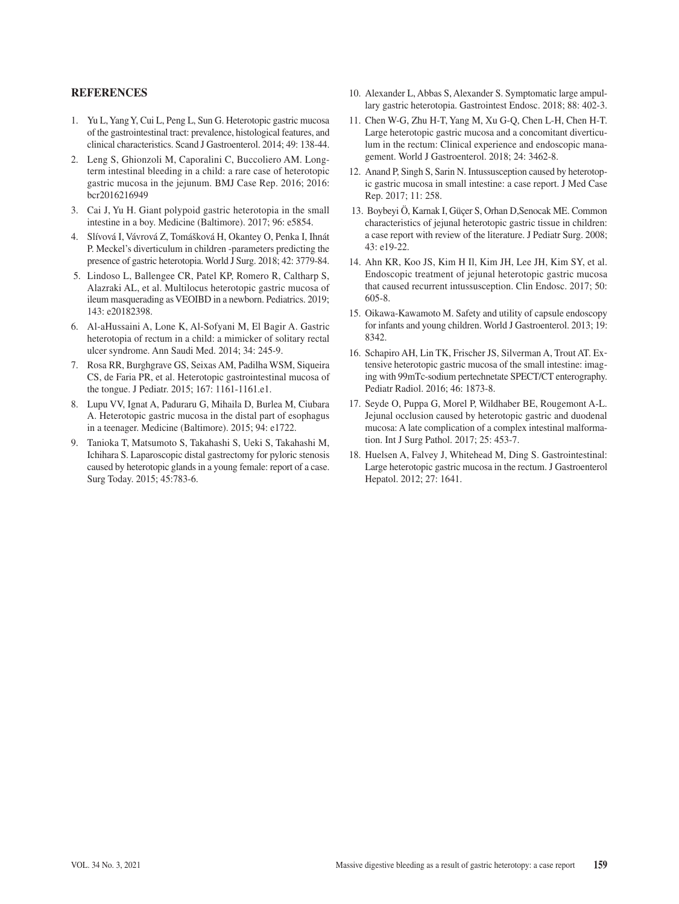## REFERENCES

1. Yu L, Yang Y, Cui L, Peng L, Sun G. Heterotopic gastric mucosa of the gastrointestinal tract: prevalence, histological features, and clinical characteristics. Scand J Gastroenterol. 2014; 49: 138-44.
2. Leng S, Ghionzoli M, Caporalini C, Buccoliero AM. Long-term intestinal bleeding in a child: a rare case of heterotopic gastric mucosa in the jejunum. BMJ Case Rep. 2016; 2016: bcr2016216949
3. Cai J, Yu H. Giant polypoid gastric heterotopia in the small intestine in a boy. Medicine (Baltimore). 2017; 96: e5854.
4. Slívová I, Vávrová Z, Tomášková H, Okantey O, Penka I, Ihnát P. Meckel's diverticulum in children -parameters predicting the presence of gastric heterotopia. World J Surg. 2018; 42: 3779-84.
5. Lindoso L, Ballengee CR, Patel KP, Romero R, Caltharp S, Alazraki AL, et al. Multilocus heterotopic gastric mucosa of ileum masquerading as VEOIBD in a newborn. Pediatrics. 2019; 143: e20182398.
6. Al-aHussaini A, Lone K, Al-Sofyani M, El Bagir A. Gastric heterotopia of rectum in a child: a mimicker of solitary rectal ulcer syndrome. Ann Saudi Med. 2014; 34: 245-9.
7. Rosa RR, Burghgrave GS, Seixas AM, Padilha WSM, Siqueira CS, de Faria PR, et al. Heterotopic gastrointestinal mucosa of the tongue. J Pediatr. 2015; 167: 1161-1161.e1.
8. Lupu VV, Ignat A, Paduraru G, Mihaila D, Burlea M, Ciubara A. Heterotopic gastric mucosa in the distal part of esophagus in a teenager. Medicine (Baltimore). 2015; 94: e1722.
9. Tanioka T, Matsumoto S, Takahashi S, Ueki S, Takahashi M, Ichihara S. Laparoscopic distal gastrectomy for pyloric stenosis caused by heterotopic glands in a young female: report of a case. Surg Today. 2015; 45:783-6.
10. Alexander L, Abbas S, Alexander S. Symptomatic large ampullary gastric heterotopia. Gastrointest Endosc. 2018; 88: 402-3.
11. Chen W-G, Zhu H-T, Yang M, Xu G-Q, Chen L-H, Chen H-T. Large heterotopic gastric mucosa and a concomitant diverticulum in the rectum: Clinical experience and endoscopic management. World J Gastroenterol. 2018; 24: 3462-8.
12. Anand P, Singh S, Sarin N. Intussusception caused by heterotopic gastric mucosa in small intestine: a case report. J Med Case Rep. 2017; 11: 258.
13. Boybeyi Ö, Karnak I, Güçer S, Orhan D,Senocak ME. Common characteristics of jejunal heterotopic gastric tissue in children: a case report with review of the literature. J Pediatr Surg. 2008; 43: e19-22.
14. Ahn KR, Koo JS, Kim H Il, Kim JH, Lee JH, Kim SY, et al. Endoscopic treatment of jejunal heterotopic gastric mucosa that caused recurrent intussusception. Clin Endosc. 2017; 50: 605-8.
15. Oikawa-Kawamoto M. Safety and utility of capsule endoscopy for infants and young children. World J Gastroenterol. 2013; 19: 8342.
16. Schapiro AH, Lin TK, Frischer JS, Silverman A, Trout AT. Extensive heterotopic gastric mucosa of the small intestine: imaging with 99mTc-sodium pertechnetate SPECT/CT enterography. Pediatr Radiol. 2016; 46: 1873-8.
17. Seyde O, Puppa G, Morel P, Wildhaber BE, Rougemont A-L. Jejunal occlusion caused by heterotopic gastric and duodenal mucosa: A late complication of a complex intestinal malformation. Int J Surg Pathol. 2017; 25: 453-7.
18. Huelsen A, Falvey J, Whitehead M, Ding S. Gastrointestinal: Large heterotopic gastric mucosa in the rectum. J Gastroenterol Hepatol. 2012; 27: 1641.